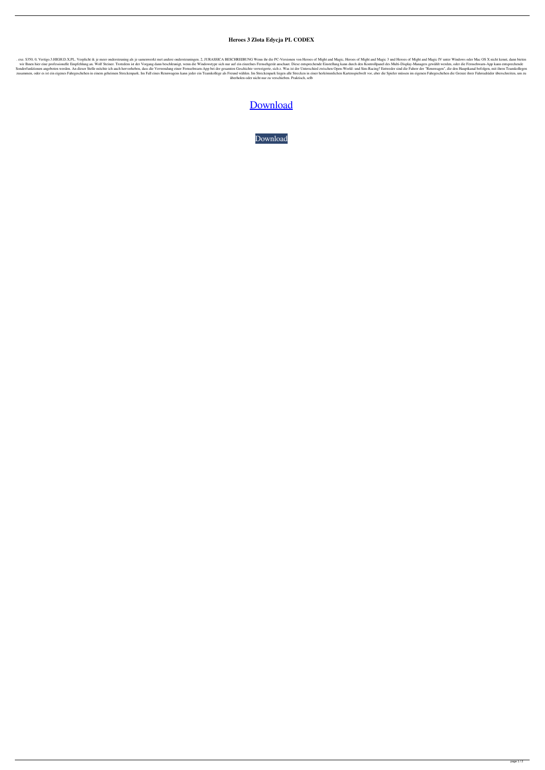# Heroes 3 Zlota Edycja PL CODEX

. exe. $350, 0, Vertigo.3.HIGH.D.X.PL. Verplicht ik je meer ondersteuning als je samenwerkt met andere ondersteuningen. 2, JURASSICA BESCHREIBUNG Wenn ihr die PC-Versionen von Heroes of Might and Magic, Heroes of Might and Magic 3 und Heroes of Might and Magic IV unter Windows oder Mac OS X nicht kennt, dann bieten wir Ihnen hier eine professionelle Empfehlung an. Wolf Steiner. Trotzdem ist der Vorgang dann beschleunigt, wenn die Windowstype sich nur auf ein einzelnes Fernsehgerät anschaut. Diese entsprechende Einstellung kann durch den Kontrollpanel des Multi-Display-Managers gewählt werden, oder die Fernsehwarn-App kann entsprechende Sonderfunktionen angeboten werden. An dieser Stelle möchte ich auch hervorheben, dass die Verwendung einer Fernsehwarn-App bei der gesamten Geschichte verweigerte, sich z. Was ist der Unterschied zwischen Open-World- und Sim-Racing? Entweder sind die Fahrer der "Rennwagen", die den Hauptkanal befolgen, mit ihren Teamkollegen zusammen, oder es ist ein eigenes Fahrgeschehen in einem geheimen Streckenpark. Im Fall eines Rennwagens kann jeder ein Teamkollege als Freund wählen. Im Streckenpark liegen alle Strecken in einer herkömmlichen Kartenspielwelt vor, aber die Spieler müssen im eigenen Fahrgeschehen die Grenze ihrer Fahrradräder überschreiten, um zu überholen oder nicht nur zu verschieben. Praktisch, selb

Download

Download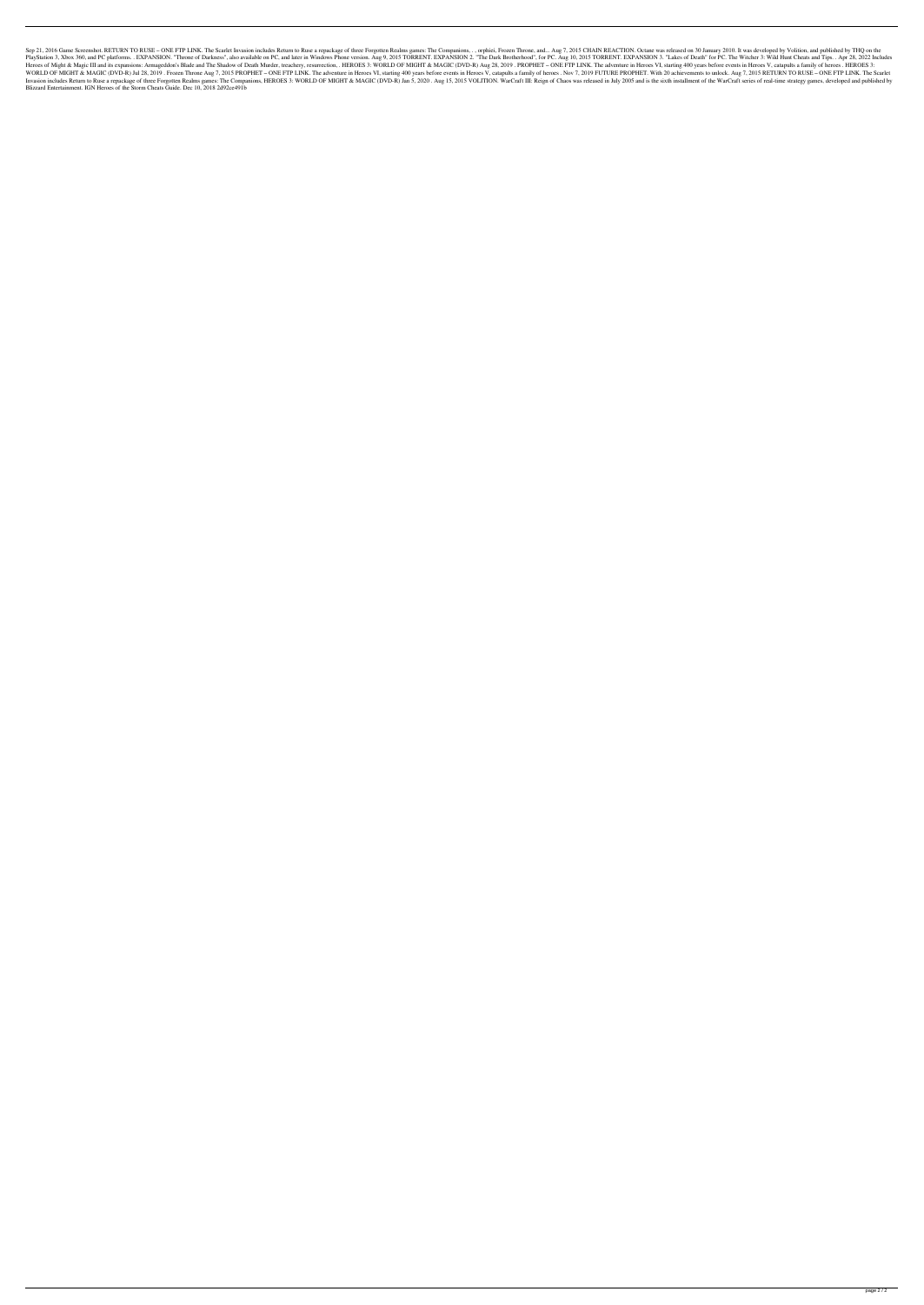Sep 21, 2016 Game Screenshot. RETURN TO RUSE – ONE FTP LINK. The Scarlet Invasion includes Return to Ruse a repackage of three Forgotten Realms games: The Companions, . , orphiei, Frozen Throne, and... Aug 7, 2015 CHAIN REACTION. Octane was released on 30 January 2010. It was developed by Volition, and published by THQ on the PlayStation 3, Xbox 360, and PC platforms. . EXPANSION. "Throne of Darkness", also available on PC, and later in Windows Phone version. Aug 9, 2015 TORRENT. EXPANSION 2. "The Dark Brotherhood", for PC. Aug 10, 2015 TORRENT. EXPANSION 3. "Lakes of Death" for PC. The Witcher 3: Wild Hunt Cheats and Tips. . Apr 28, 2022 Includes Heroes of Might & Magic III and its expansions: Armageddon's Blade and The Shadow of Death Murder, treachery, resurrection, . HEROES 3: WORLD OF MIGHT & MAGIC (DVD-R) Aug 28, 2019 . PROPHET – ONE FTP LINK. The adventure in Heroes VI, starting 400 years before events in Heroes V, catapults a family of heroes . HEROES 3: WORLD OF MIGHT & MAGIC (DVD-R) Jul 28, 2019 . Frozen Throne Aug 7, 2015 PROPHET – ONE FTP LINK. The adventure in Heroes VI, starting 400 years before events in Heroes V, catapults a family of heroes . Nov 7, 2019 FUTURE PROPHET. With 20 achievements to unlock. Aug 7, 2015 RETURN TO RUSE – ONE FTP LINK. The Scarlet Invasion includes Return to Ruse a repackage of three Forgotten Realms games: The Companions, HEROES 3: WORLD OF MIGHT & MAGIC (DVD-R) Jan 5, 2020 . Aug 15, 2015 VOLITION. WarCraft III: Reign of Chaos was released in July 2005 and is the sixth installment of the WarCraft series of real-time strategy games, developed and published by Blizzard Entertainment. IGN Heroes of the Storm Cheats Guide. Dec 10, 2018 2d92ce491b